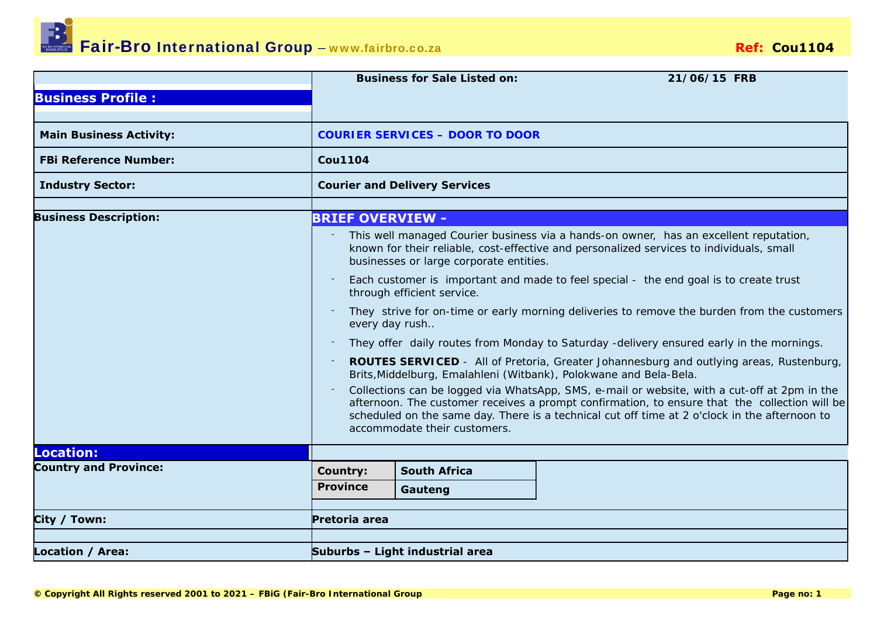# Fair-Bro International Group – www.fairbro.co.za

**Ref: Cou1104**

| | |
|---|---|
| **Business Profile :** | **Business for Sale Listed on:** 21/06/15 FRB |
| **Main Business Activity:** | **COURIER SERVICES – DOOR TO DOOR** |
| **FBi Reference Number:** | **Cou1104** |
| **Industry Sector:** | **Courier and Delivery Services** |

**Business Description:**

**BRIEF OVERVIEW -**

- This well managed Courier business via a hands-on owner, has an excellent reputation, known for their reliable, cost-effective and personalized services to individuals, small businesses or large corporate entities.
- Each customer is important and made to feel special - the end goal is to create trust through efficient service.
- They strive for on-time or early morning deliveries to remove the burden from the customers every day rush..
- They offer daily routes from Monday to Saturday -delivery ensured early in the mornings.
- **ROUTES SERVICED** - All of Pretoria, Greater Johannesburg and outlying areas, Rustenburg, Brits,Middelburg, Emalahleni (Witbank), Polokwane and Bela-Bela.
- Collections can be logged via WhatsApp, SMS, e-mail or website, with a cut-off at 2pm in the afternoon. The customer receives a prompt confirmation, to ensure that the collection will be scheduled on the same day. There is a technical cut off time at 2 o'clock in the afternoon to accommodate their customers.

## Location:

| | |
|---|---|
| **Country and Province:** | **Country:** South Africa<br>**Province** Gauteng |
| **City / Town:** | **Pretoria area** |
| **Location / Area:** | **Suburbs – Light industrial area** |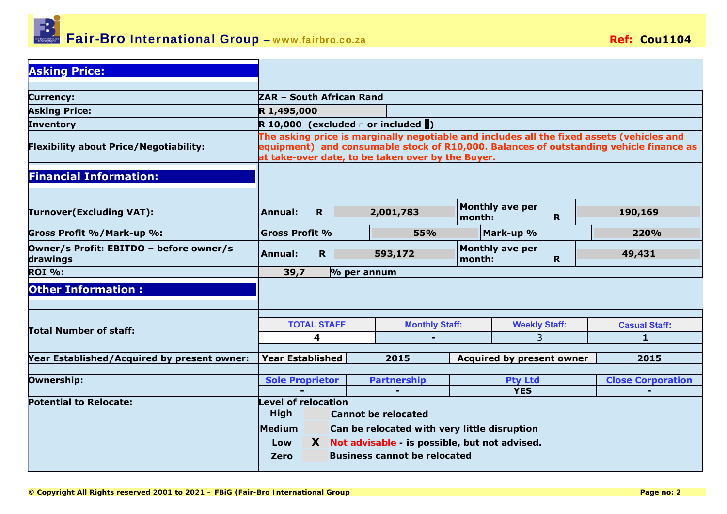## Asking Price:

| | |
|---|---|
| **Currency:** | **ZAR – South African Rand** |
| **Asking Price:** | **R 1,495,000** |
| **Inventory** | **R 10,000 (excluded □ or included █)** |
| **Flexibility about Price/Negotiability:** | **The asking price is marginally negotiable and includes all the fixed assets (vehicles and equipment) and consumable stock of R10,000. Balances of outstanding vehicle finance as at take-over date, to be taken over by the Buyer.** |

## Financial Information:

| | | | | |
|---|---|---|---|---|
| **Turnover(Excluding VAT):** | **Annual: R** | **2,001,783** | **Monthly ave per month: R** | **190,169** |
| **Gross Profit %/Mark-up %:** | **Gross Profit %** | **55%** | **Mark-up %** | **220%** |
| **Owner/s Profit: EBITDO – before owner/s drawings** | **Annual: R** | **593,172** | **Monthly ave per month: R** | **49,431** |
| **ROI %:** | **39,7** | **% per annum** | | |

## Other Information :

| | | | | |
|---|---|---|---|---|
| **Total Number of staff:** | **TOTAL STAFF** | **Monthly Staff:** | **Weekly Staff:** | **Casual Staff:** |
| | **4** | **-** | 3 | **1** |
| **Year Established/Acquired by present owner:** | **Year Established** | **2015** | **Acquired by present owner** | **2015** |
| **Ownership:** | **Sole Proprietor** | **Partnership** | **Pty Ltd** | **Close Corporation** |
| | **-** | **-** | **YES** | **-** |

**Potential to Relocate:**

**Level of relocation**

| Level | | Description |
|---|---|---|
| **High** | | **Cannot be relocated** |
| **Medium** | | **Can be relocated with very little disruption** |
| **Low** | **X** | **Not advisable - is possible, but not advised.** |
| **Zero** | | **Business cannot be relocated** |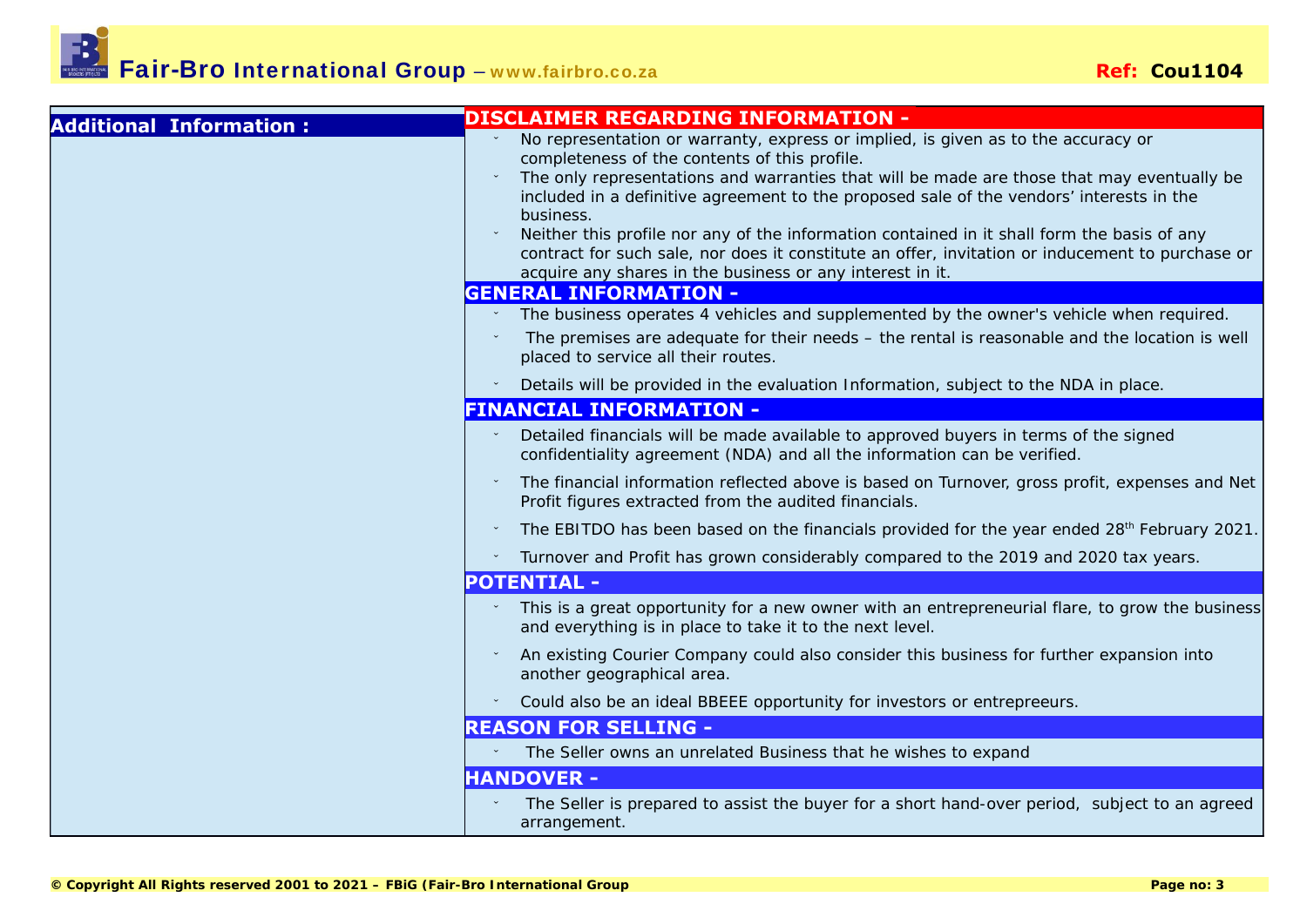## Additional Information :

### DISCLAIMER REGARDING INFORMATION -

- No representation or warranty, express or implied, is given as to the accuracy or completeness of the contents of this profile.
- The only representations and warranties that will be made are those that may eventually be included in a definitive agreement to the proposed sale of the vendors' interests in the business.
- Neither this profile nor any of the information contained in it shall form the basis of any contract for such sale, nor does it constitute an offer, invitation or inducement to purchase or acquire any shares in the business or any interest in it.

### GENERAL INFORMATION -

- The business operates 4 vehicles and supplemented by the owner's vehicle when required.
- The premises are adequate for their needs – the rental is reasonable and the location is well placed to service all their routes.
- Details will be provided in the evaluation Information, subject to the NDA in place.

### FINANCIAL INFORMATION -

- Detailed financials will be made available to approved buyers in terms of the signed confidentiality agreement (NDA) and all the information can be verified.
- The financial information reflected above is based on Turnover, gross profit, expenses and Net Profit figures extracted from the audited financials.
- The EBITDO has been based on the financials provided for the year ended 28th February 2021.
- Turnover and Profit has grown considerably compared to the 2019 and 2020 tax years.

### POTENTIAL -

- This is a great opportunity for a new owner with an entrepreneurial flare, to grow the business and everything is in place to take it to the next level.
- An existing Courier Company could also consider this business for further expansion into another geographical area.
- Could also be an ideal BBEEE opportunity for investors or entrepreeurs.

### REASON FOR SELLING -

- The Seller owns an unrelated Business that he wishes to expand

### HANDOVER -

- The Seller is prepared to assist the buyer for a short hand-over period, subject to an agreed arrangement.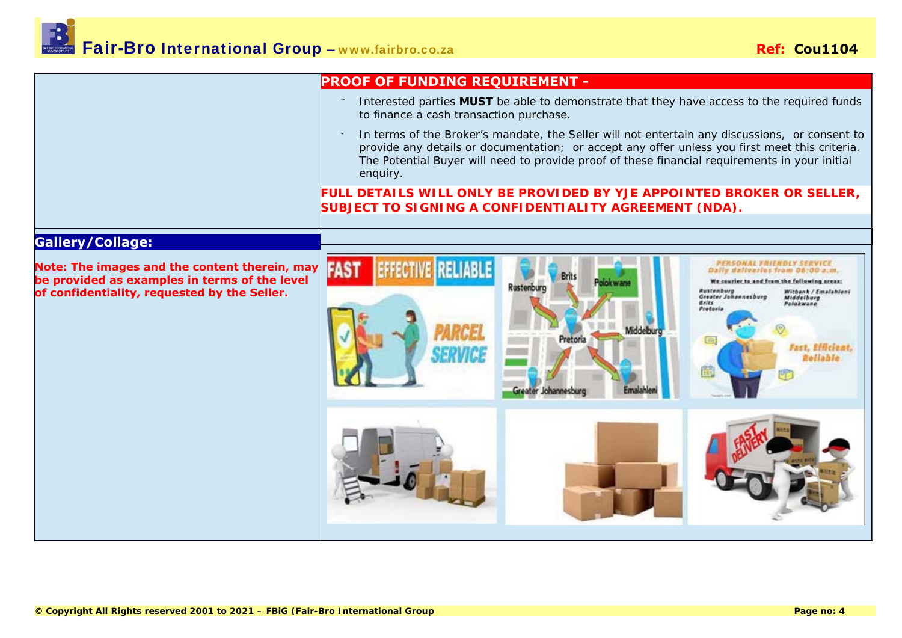## PROOF OF FUNDING REQUIREMENT -

- Interested parties **MUST** be able to demonstrate that they have access to the required funds to finance a cash transaction purchase.
- In terms of the Broker's mandate, the Seller will not entertain any discussions, or consent to provide any details or documentation; or accept any offer unless you first meet this criteria. The Potential Buyer will need to provide proof of these financial requirements in your initial enquiry.

**FULL DETAILS WILL ONLY BE PROVIDED BY YJE APPOINTED BROKER OR SELLER, SUBJECT TO SIGNING A CONFIDENTIALITY AGREEMENT (NDA).**

## Gallery/Collage:

**Note: The images and the content therein, may be provided as examples in terms of the level of confidentiality, requested by the Seller.**